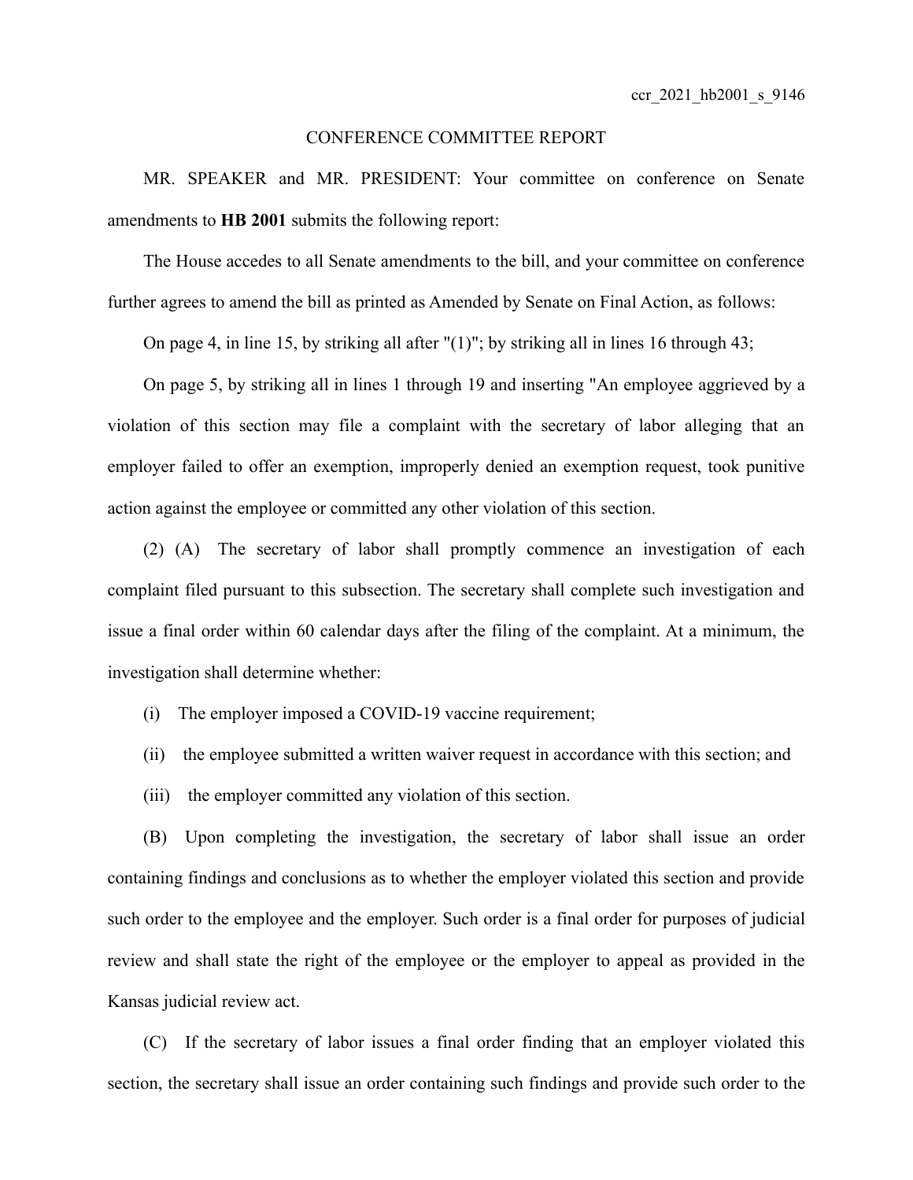ccr_2021_hb2001_s_9146

CONFERENCE COMMITTEE REPORT

MR. SPEAKER and MR. PRESIDENT: Your committee on conference on Senate amendments to **HB 2001** submits the following report:

The House accedes to all Senate amendments to the bill, and your committee on conference further agrees to amend the bill as printed as Amended by Senate on Final Action, as follows:

On page 4, in line 15, by striking all after "(1)"; by striking all in lines 16 through 43;

On page 5, by striking all in lines 1 through 19 and inserting "An employee aggrieved by a violation of this section may file a complaint with the secretary of labor alleging that an employer failed to offer an exemption, improperly denied an exemption request, took punitive action against the employee or committed any other violation of this section.

(2) (A) The secretary of labor shall promptly commence an investigation of each complaint filed pursuant to this subsection. The secretary shall complete such investigation and issue a final order within 60 calendar days after the filing of the complaint. At a minimum, the investigation shall determine whether:

(i) The employer imposed a COVID-19 vaccine requirement;

(ii) the employee submitted a written waiver request in accordance with this section; and

(iii) the employer committed any violation of this section.

(B) Upon completing the investigation, the secretary of labor shall issue an order containing findings and conclusions as to whether the employer violated this section and provide such order to the employee and the employer. Such order is a final order for purposes of judicial review and shall state the right of the employee or the employer to appeal as provided in the Kansas judicial review act.

(C) If the secretary of labor issues a final order finding that an employer violated this section, the secretary shall issue an order containing such findings and provide such order to the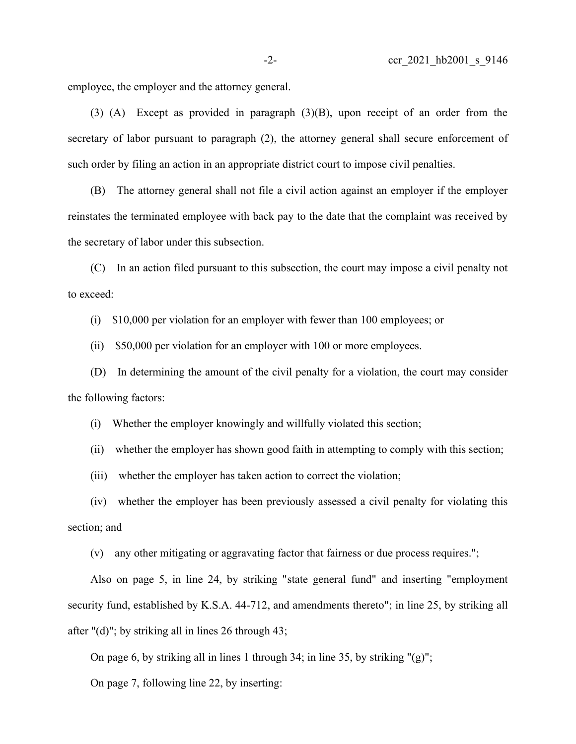employee, the employer and the attorney general.

(3) (A) Except as provided in paragraph (3)(B), upon receipt of an order from the secretary of labor pursuant to paragraph (2), the attorney general shall secure enforcement of such order by filing an action in an appropriate district court to impose civil penalties.

(B) The attorney general shall not file a civil action against an employer if the employer reinstates the terminated employee with back pay to the date that the complaint was received by the secretary of labor under this subsection.

(C) In an action filed pursuant to this subsection, the court may impose a civil penalty not to exceed:

(i) $10,000 per violation for an employer with fewer than 100 employees; or

(ii) $50,000 per violation for an employer with 100 or more employees.

(D) In determining the amount of the civil penalty for a violation, the court may consider the following factors:

(i) Whether the employer knowingly and willfully violated this section;

(ii) whether the employer has shown good faith in attempting to comply with this section;

(iii) whether the employer has taken action to correct the violation;

(iv) whether the employer has been previously assessed a civil penalty for violating this section; and

(v) any other mitigating or aggravating factor that fairness or due process requires.";

Also on page 5, in line 24, by striking "state general fund" and inserting "employment security fund, established by K.S.A. 44-712, and amendments thereto"; in line 25, by striking all after "(d)"; by striking all in lines 26 through 43;

On page 6, by striking all in lines 1 through 34; in line 35, by striking "(g)";

On page 7, following line 22, by inserting: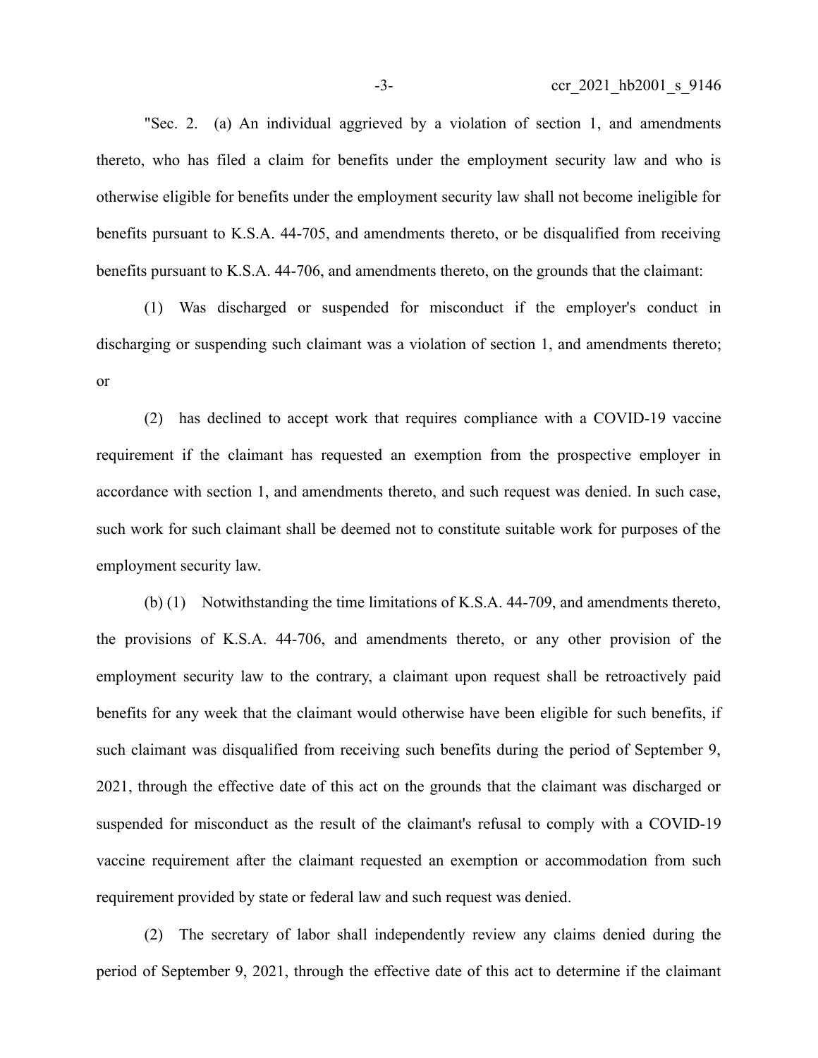"Sec. 2. (a) An individual aggrieved by a violation of section 1, and amendments thereto, who has filed a claim for benefits under the employment security law and who is otherwise eligible for benefits under the employment security law shall not become ineligible for benefits pursuant to K.S.A. 44-705, and amendments thereto, or be disqualified from receiving benefits pursuant to K.S.A. 44-706, and amendments thereto, on the grounds that the claimant:

(1) Was discharged or suspended for misconduct if the employer's conduct in discharging or suspending such claimant was a violation of section 1, and amendments thereto; or

(2) has declined to accept work that requires compliance with a COVID-19 vaccine requirement if the claimant has requested an exemption from the prospective employer in accordance with section 1, and amendments thereto, and such request was denied. In such case, such work for such claimant shall be deemed not to constitute suitable work for purposes of the employment security law.

(b) (1) Notwithstanding the time limitations of K.S.A. 44-709, and amendments thereto, the provisions of K.S.A. 44-706, and amendments thereto, or any other provision of the employment security law to the contrary, a claimant upon request shall be retroactively paid benefits for any week that the claimant would otherwise have been eligible for such benefits, if such claimant was disqualified from receiving such benefits during the period of September 9, 2021, through the effective date of this act on the grounds that the claimant was discharged or suspended for misconduct as the result of the claimant's refusal to comply with a COVID-19 vaccine requirement after the claimant requested an exemption or accommodation from such requirement provided by state or federal law and such request was denied.

(2) The secretary of labor shall independently review any claims denied during the period of September 9, 2021, through the effective date of this act to determine if the claimant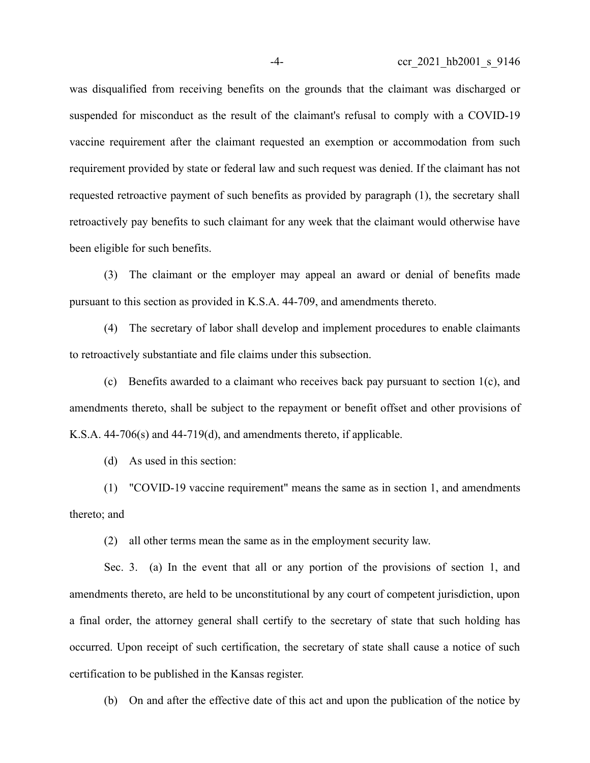was disqualified from receiving benefits on the grounds that the claimant was discharged or suspended for misconduct as the result of the claimant's refusal to comply with a COVID-19 vaccine requirement after the claimant requested an exemption or accommodation from such requirement provided by state or federal law and such request was denied. If the claimant has not requested retroactive payment of such benefits as provided by paragraph (1), the secretary shall retroactively pay benefits to such claimant for any week that the claimant would otherwise have been eligible for such benefits.

(3) The claimant or the employer may appeal an award or denial of benefits made pursuant to this section as provided in K.S.A. 44-709, and amendments thereto.

(4) The secretary of labor shall develop and implement procedures to enable claimants to retroactively substantiate and file claims under this subsection.

(c) Benefits awarded to a claimant who receives back pay pursuant to section 1(c), and amendments thereto, shall be subject to the repayment or benefit offset and other provisions of K.S.A. 44-706(s) and 44-719(d), and amendments thereto, if applicable.

(d) As used in this section:

(1) "COVID-19 vaccine requirement" means the same as in section 1, and amendments thereto; and

(2) all other terms mean the same as in the employment security law.

Sec. 3. (a) In the event that all or any portion of the provisions of section 1, and amendments thereto, are held to be unconstitutional by any court of competent jurisdiction, upon a final order, the attorney general shall certify to the secretary of state that such holding has occurred. Upon receipt of such certification, the secretary of state shall cause a notice of such certification to be published in the Kansas register.

(b) On and after the effective date of this act and upon the publication of the notice by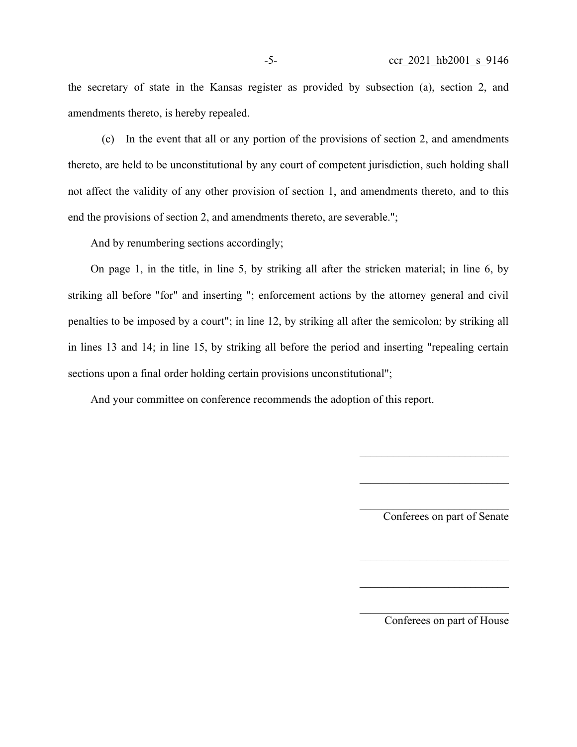the secretary of state in the Kansas register as provided by subsection (a), section 2, and amendments thereto, is hereby repealed.

(c) In the event that all or any portion of the provisions of section 2, and amendments thereto, are held to be unconstitutional by any court of competent jurisdiction, such holding shall not affect the validity of any other provision of section 1, and amendments thereto, and to this end the provisions of section 2, and amendments thereto, are severable.";

And by renumbering sections accordingly;

On page 1, in the title, in line 5, by striking all after the stricken material; in line 6, by striking all before "for" and inserting "; enforcement actions by the attorney general and civil penalties to be imposed by a court"; in line 12, by striking all after the semicolon; by striking all in lines 13 and 14; in line 15, by striking all before the period and inserting "repealing certain sections upon a final order holding certain provisions unconstitutional";

And your committee on conference recommends the adoption of this report.

\_\_\_\_\_\_\_\_\_\_\_\_\_\_\_\_\_\_\_\_\_\_\_\_\_\_

\_\_\_\_\_\_\_\_\_\_\_\_\_\_\_\_\_\_\_\_\_\_\_\_\_\_

\_\_\_\_\_\_\_\_\_\_\_\_\_\_\_\_\_\_\_\_\_\_\_\_\_\_

Conferees on part of Senate

\_\_\_\_\_\_\_\_\_\_\_\_\_\_\_\_\_\_\_\_\_\_\_\_\_\_

\_\_\_\_\_\_\_\_\_\_\_\_\_\_\_\_\_\_\_\_\_\_\_\_\_\_

\_\_\_\_\_\_\_\_\_\_\_\_\_\_\_\_\_\_\_\_\_\_\_\_\_\_

Conferees on part of House